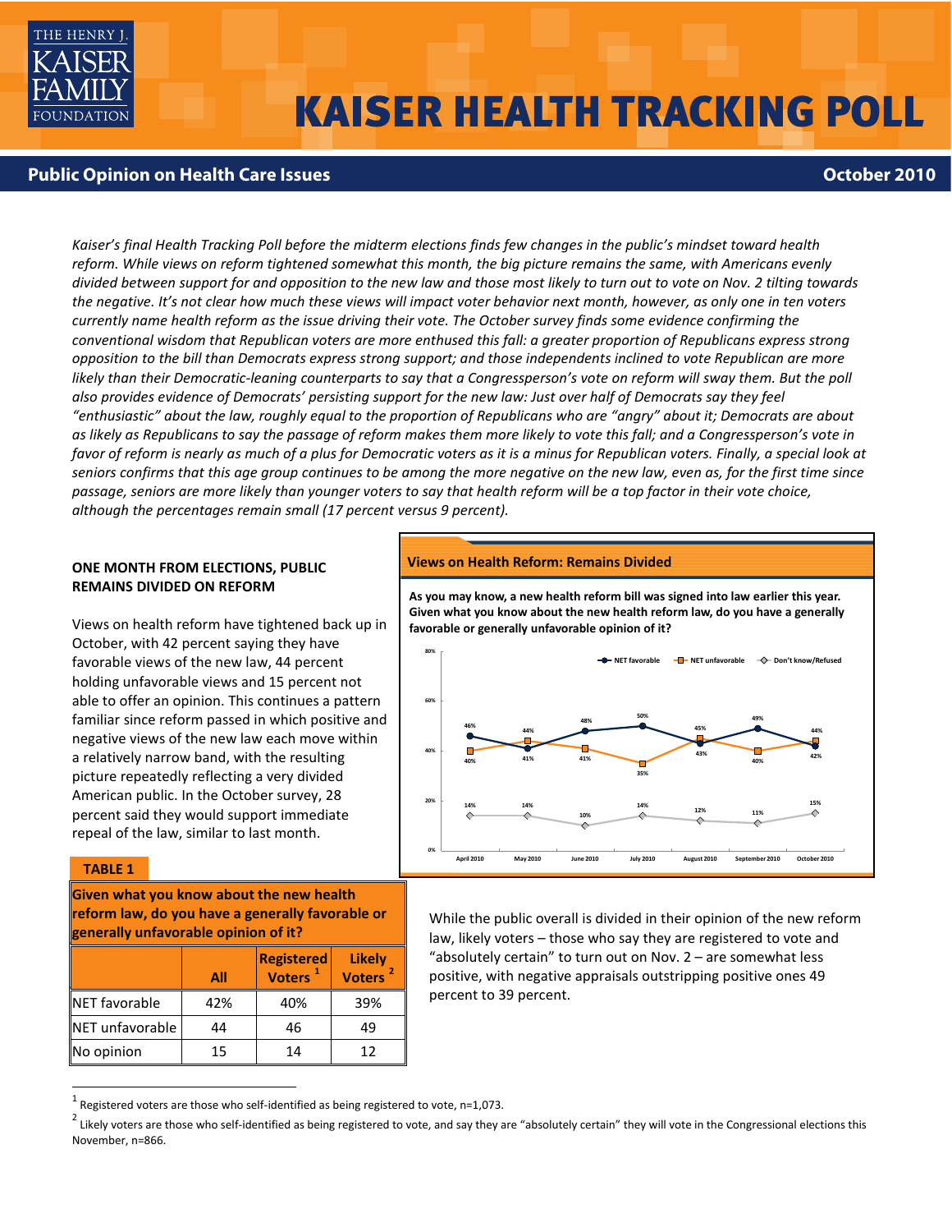# KAISER HEALTH TRACKING POLL

## Public Opinion on Health Care Issues — October 2010

*Kaiser's final Health Tracking Poll before the midterm elections finds few changes in the public's mindset toward health reform. While views on reform tightened somewhat this month, the big picture remains the same, with Americans evenly divided between support for and opposition to the new law and those most likely to turn out to vote on Nov. 2 tilting towards the negative. It's not clear how much these views will impact voter behavior next month, however, as only one in ten voters currently name health reform as the issue driving their vote. The October survey finds some evidence confirming the conventional wisdom that Republican voters are more enthused this fall: a greater proportion of Republicans express strong opposition to the bill than Democrats express strong support; and those independents inclined to vote Republican are more likely than their Democratic-leaning counterparts to say that a Congressperson's vote on reform will sway them. But the poll also provides evidence of Democrats' persisting support for the new law: Just over half of Democrats say they feel "enthusiastic" about the law, roughly equal to the proportion of Republicans who are "angry" about it; Democrats are about as likely as Republicans to say the passage of reform makes them more likely to vote this fall; and a Congressperson's vote in favor of reform is nearly as much of a plus for Democratic voters as it is a minus for Republican voters. Finally, a special look at seniors confirms that this age group continues to be among the more negative on the new law, even as, for the first time since passage, seniors are more likely than younger voters to say that health reform will be a top factor in their vote choice, although the percentages remain small (17 percent versus 9 percent).*

### ONE MONTH FROM ELECTIONS, PUBLIC REMAINS DIVIDED ON REFORM

Views on health reform have tightened back up in October, with 42 percent saying they have favorable views of the new law, 44 percent holding unfavorable views and 15 percent not able to offer an opinion. This continues a pattern familiar since reform passed in which positive and negative views of the new law each move within a relatively narrow band, with the resulting picture repeatedly reflecting a very divided American public. In the October survey, 28 percent said they would support immediate repeal of the law, similar to last month.

**Views on Health Reform: Remains Divided**

**As you may know, a new health reform bill was signed into law earlier this year. Given what you know about the new health reform law, do you have a generally favorable or generally unfavorable opinion of it?**

| | April 2010 | May 2010 | June 2010 | July 2010 | August 2010 | September 2010 | October 2010 |
|---|---|---|---|---|---|---|---|
| NET favorable | 46% | 41% | 48% | 50% | 43% | 49% | 42% |
| NET unfavorable | 40% | 44% | 41% | 35% | 45% | 40% | 44% |
| Don't know/Refused | 14% | 14% | 10% | 14% | 12% | 11% | 15% |

**TABLE 1**

**Given what you know about the new health reform law, do you have a generally favorable or generally unfavorable opinion of it?**

| | All | Registered Voters [1] | Likely Voters [2] |
|---|---|---|---|
| NET favorable | 42% | 40% | 39% |
| NET unfavorable | 44 | 46 | 49 |
| No opinion | 15 | 14 | 12 |

While the public overall is divided in their opinion of the new reform law, likely voters – those who say they are registered to vote and "absolutely certain" to turn out on Nov. 2 – are somewhat less positive, with negative appraisals outstripping positive ones 49 percent to 39 percent.

---

[1] Registered voters are those who self-identified as being registered to vote, n=1,073.

[2] Likely voters are those who self-identified as being registered to vote, and say they are "absolutely certain" they will vote in the Congressional elections this November, n=866.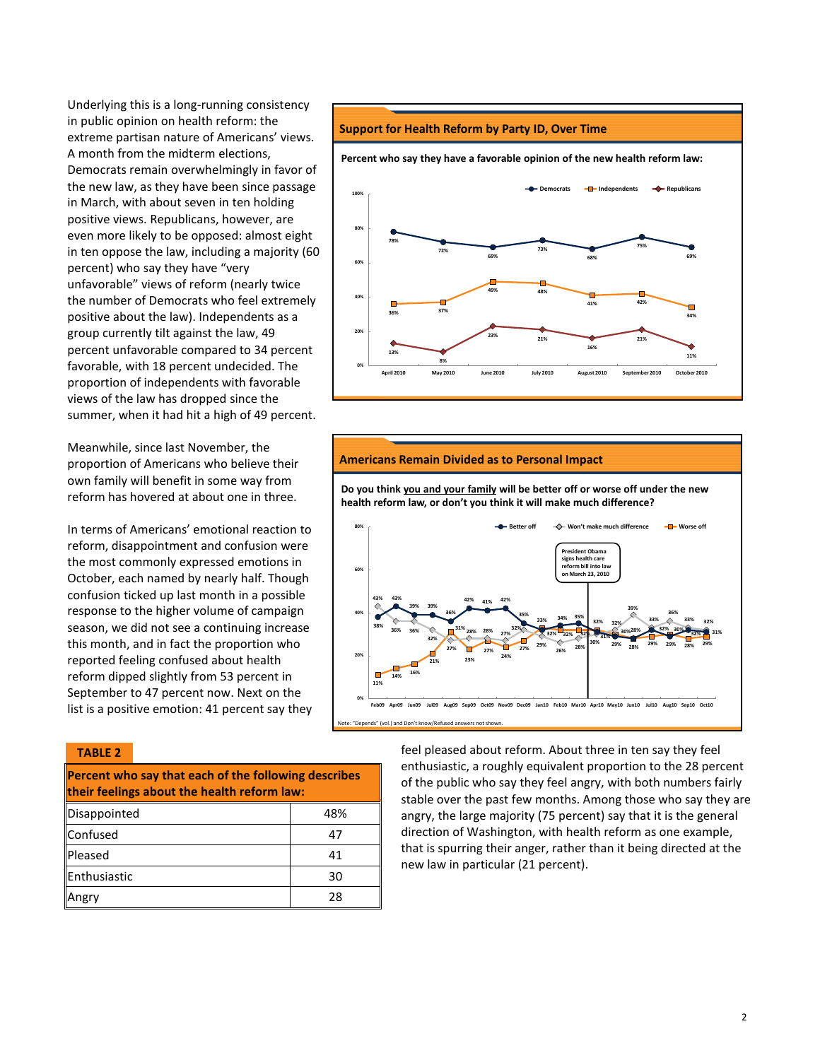Underlying this is a long-running consistency in public opinion on health reform: the extreme partisan nature of Americans' views. A month from the midterm elections, Democrats remain overwhelmingly in favor of the new law, as they have been since passage in March, with about seven in ten holding positive views. Republicans, however, are even more likely to be opposed: almost eight in ten oppose the law, including a majority (60 percent) who say they have "very unfavorable" views of reform (nearly twice the number of Democrats who feel extremely positive about the law). Independents as a group currently tilt against the law, 49 percent unfavorable compared to 34 percent favorable, with 18 percent undecided. The proportion of independents with favorable views of the law has dropped since the summer, when it had hit a high of 49 percent.

Meanwhile, since last November, the proportion of Americans who believe their own family will benefit in some way from reform has hovered at about one in three.

In terms of Americans' emotional reaction to reform, disappointment and confusion were the most commonly expressed emotions in October, each named by nearly half. Though confusion ticked up last month in a possible response to the higher volume of campaign season, we did not see a continuing increase this month, and in fact the proportion who reported feeling confused about health reform dipped slightly from 53 percent in September to 47 percent now. Next on the list is a positive emotion: 41 percent say they feel pleased about reform. About three in ten say they feel enthusiastic, a roughly equivalent proportion to the 28 percent of the public who say they feel angry, with both numbers fairly stable over the past few months. Among those who say they are angry, the large majority (75 percent) say that it is the general direction of Washington, with health reform as one example, that is spurring their anger, rather than it being directed at the new law in particular (21 percent).

**Support for Health Reform by Party ID, Over Time**

**Percent who say they have a favorable opinion of the new health reform law:**

| | April 2010 | May 2010 | June 2010 | July 2010 | August 2010 | September 2010 | October 2010 |
|---|---|---|---|---|---|---|---|
| Democrats | 78% | 72% | 69% | 73% | 68% | 75% | 69% |
| Independents | 36% | 37% | 49% | 48% | 41% | 42% | 34% |
| Republicans | 13% | 8% | 23% | 21% | 16% | 21% | 11% |

**Americans Remain Divided as to Personal Impact**

**Do you think you and your family will be better off or worse off under the new health reform law, or don't you think it will make much difference?**

President Obama signs health care reform bill into law on March 23, 2010

Note: "Depends" (vol.) and Don't know/Refused answers not shown.

**TABLE 2**

| Percent who say that each of the following describes their feelings about the health reform law: | |
|---|---|
| Disappointed | 48% |
| Confused | 47 |
| Pleased | 41 |
| Enthusiastic | 30 |
| Angry | 28 |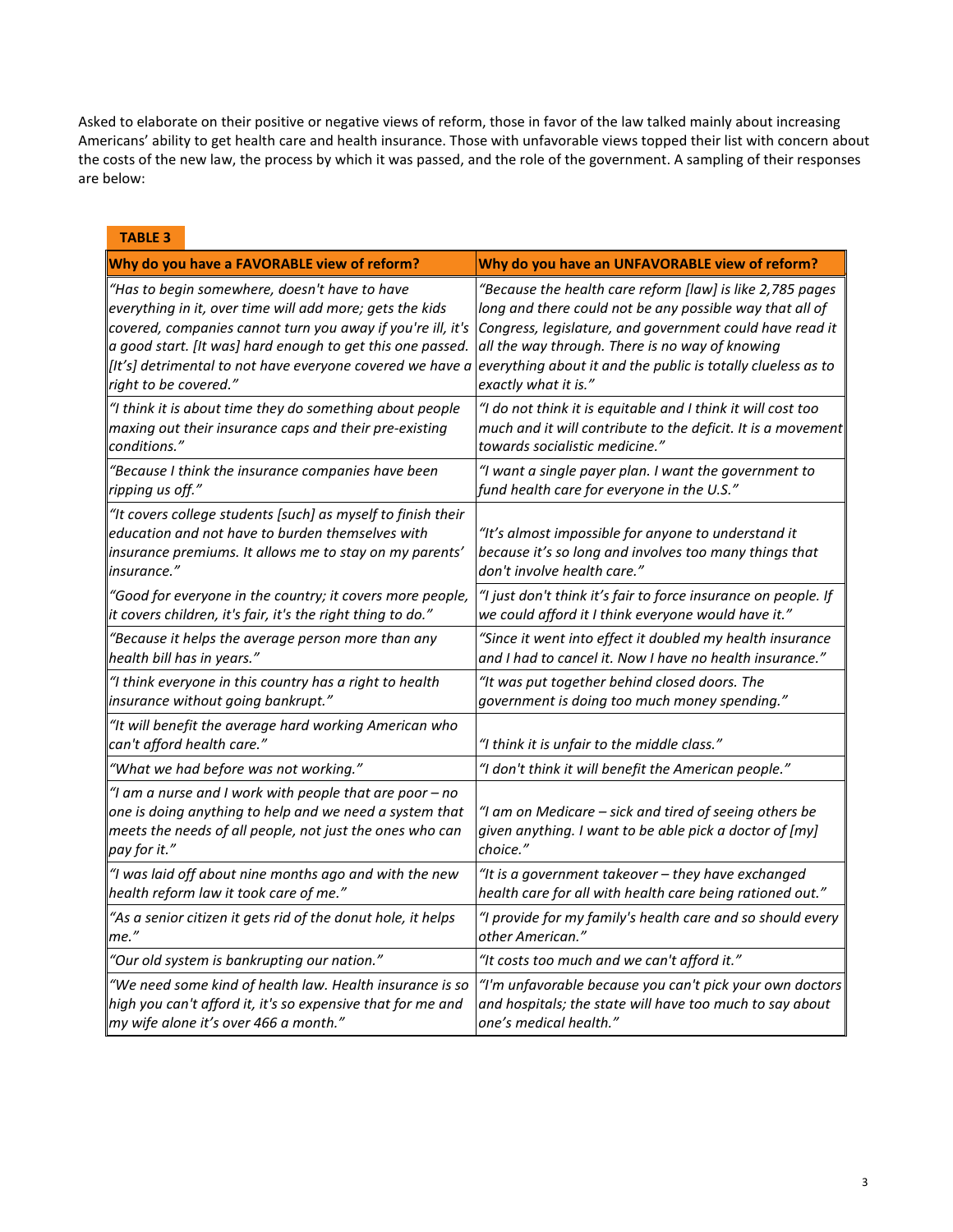Asked to elaborate on their positive or negative views of reform, those in favor of the law talked mainly about increasing Americans' ability to get health care and health insurance. Those with unfavorable views topped their list with concern about the costs of the new law, the process by which it was passed, and the role of the government. A sampling of their responses are below:

**TABLE 3**

| Why do you have a FAVORABLE view of reform? | Why do you have an UNFAVORABLE view of reform? |
|---|---|
| *"Has to begin somewhere, doesn't have to have everything in it, over time will add more; gets the kids covered, companies cannot turn you away if you're ill, it's a good start. [It was] hard enough to get this one passed. [It's] detrimental to not have everyone covered we have a right to be covered."* | *"Because the health care reform [law] is like 2,785 pages long and there could not be any possible way that all of Congress, legislature, and government could have read it all the way through. There is no way of knowing everything about it and the public is totally clueless as to exactly what it is."* |
| *"I think it is about time they do something about people maxing out their insurance caps and their pre-existing conditions."* | *"I do not think it is equitable and I think it will cost too much and it will contribute to the deficit. It is a movement towards socialistic medicine."* |
| *"Because I think the insurance companies have been ripping us off."* | *"I want a single payer plan. I want the government to fund health care for everyone in the U.S."* |
| *"It covers college students [such] as myself to finish their education and not have to burden themselves with insurance premiums. It allows me to stay on my parents' insurance."* | *"It's almost impossible for anyone to understand it because it's so long and involves too many things that don't involve health care."* |
| *"Good for everyone in the country; it covers more people, it covers children, it's fair, it's the right thing to do."* | *"I just don't think it's fair to force insurance on people. If we could afford it I think everyone would have it."* |
| *"Because it helps the average person more than any health bill has in years."* | *"Since it went into effect it doubled my health insurance and I had to cancel it. Now I have no health insurance."* |
| *"I think everyone in this country has a right to health insurance without going bankrupt."* | *"It was put together behind closed doors. The government is doing too much money spending."* |
| *"It will benefit the average hard working American who can't afford health care."* | *"I think it is unfair to the middle class."* |
| *"What we had before was not working."* | *"I don't think it will benefit the American people."* |
| *"I am a nurse and I work with people that are poor – no one is doing anything to help and we need a system that meets the needs of all people, not just the ones who can pay for it."* | *"I am on Medicare – sick and tired of seeing others be given anything. I want to be able pick a doctor of [my] choice."* |
| *"I was laid off about nine months ago and with the new health reform law it took care of me."* | *"It is a government takeover – they have exchanged health care for all with health care being rationed out."* |
| *"As a senior citizen it gets rid of the donut hole, it helps me."* | *"I provide for my family's health care and so should every other American."* |
| *"Our old system is bankrupting our nation."* | *"It costs too much and we can't afford it."* |
| *"We need some kind of health law. Health insurance is so high you can't afford it, it's so expensive that for me and my wife alone it's over 466 a month."* | *"I'm unfavorable because you can't pick your own doctors and hospitals; the state will have too much to say about one's medical health."* |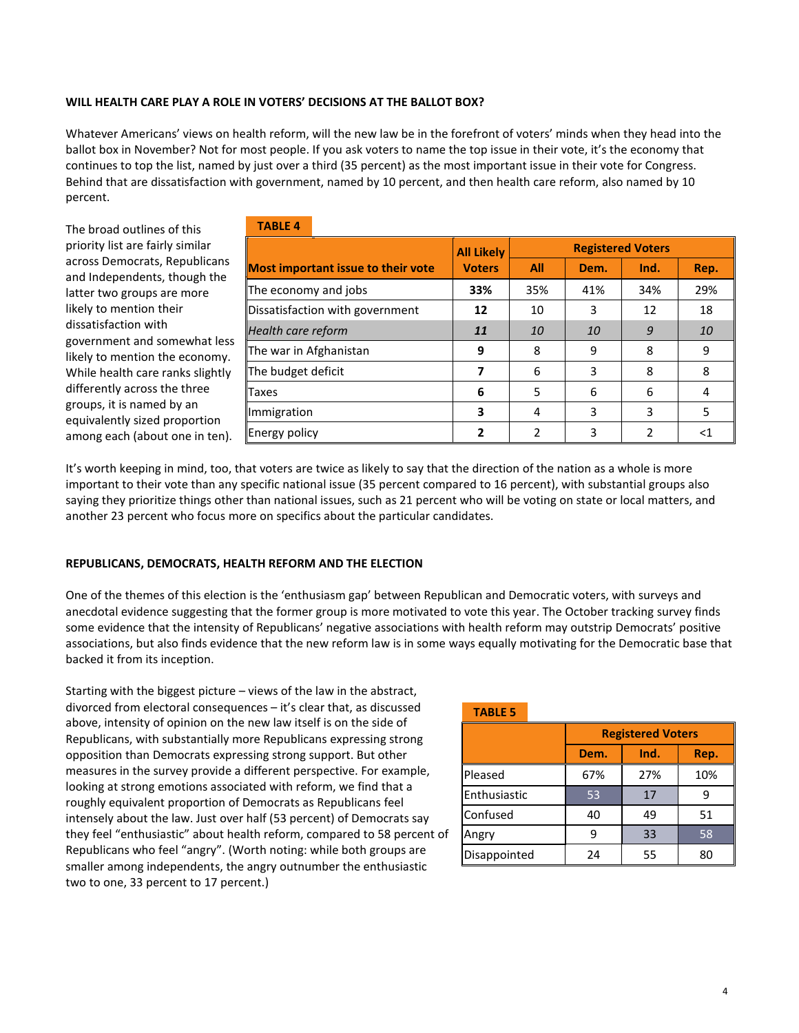**WILL HEALTH CARE PLAY A ROLE IN VOTERS' DECISIONS AT THE BALLOT BOX?**

Whatever Americans' views on health reform, will the new law be in the forefront of voters' minds when they head into the ballot box in November? Not for most people. If you ask voters to name the top issue in their vote, it's the economy that continues to top the list, named by just over a third (35 percent) as the most important issue in their vote for Congress. Behind that are dissatisfaction with government, named by 10 percent, and then health care reform, also named by 10 percent.

The broad outlines of this priority list are fairly similar across Democrats, Republicans and Independents, though the latter two groups are more likely to mention their dissatisfaction with government and somewhat less likely to mention the economy. While health care ranks slightly differently across the three groups, it is named by an equivalently sized proportion among each (about one in ten).

**TABLE 4**

| Most important issue to their vote | All Likely Voters | Registered Voters | | | |
|---|---|---|---|---|---|
| | | All | Dem. | Ind. | Rep. |
| The economy and jobs | **33%** | 35% | 41% | 34% | 29% |
| Dissatisfaction with government | **12** | 10 | 3 | 12 | 18 |
| *Health care reform* | ***11*** | *10* | *10* | *9* | *10* |
| The war in Afghanistan | **9** | 8 | 9 | 8 | 9 |
| The budget deficit | **7** | 6 | 3 | 8 | 8 |
| Taxes | **6** | 5 | 6 | 6 | 4 |
| Immigration | **3** | 4 | 3 | 3 | 5 |
| Energy policy | **2** | 2 | 3 | 2 | <1 |

It's worth keeping in mind, too, that voters are twice as likely to say that the direction of the nation as a whole is more important to their vote than any specific national issue (35 percent compared to 16 percent), with substantial groups also saying they prioritize things other than national issues, such as 21 percent who will be voting on state or local matters, and another 23 percent who focus more on specifics about the particular candidates.

**REPUBLICANS, DEMOCRATS, HEALTH REFORM AND THE ELECTION**

One of the themes of this election is the 'enthusiasm gap' between Republican and Democratic voters, with surveys and anecdotal evidence suggesting that the former group is more motivated to vote this year. The October tracking survey finds some evidence that the intensity of Republicans' negative associations with health reform may outstrip Democrats' positive associations, but also finds evidence that the new reform law is in some ways equally motivating for the Democratic base that backed it from its inception.

Starting with the biggest picture – views of the law in the abstract, divorced from electoral consequences – it's clear that, as discussed above, intensity of opinion on the new law itself is on the side of Republicans, with substantially more Republicans expressing strong opposition than Democrats expressing strong support. But other measures in the survey provide a different perspective. For example, looking at strong emotions associated with reform, we find that a roughly equivalent proportion of Democrats as Republicans feel intensely about the law. Just over half (53 percent) of Democrats say they feel "enthusiastic" about health reform, compared to 58 percent of Republicans who feel "angry". (Worth noting: while both groups are smaller among independents, the angry outnumber the enthusiastic two to one, 33 percent to 17 percent.)

**TABLE 5**

| | Registered Voters | | |
|---|---|---|---|
| | Dem. | Ind. | Rep. |
| Pleased | 67% | 27% | 10% |
| Enthusiastic | 53 | 17 | 9 |
| Confused | 40 | 49 | 51 |
| Angry | 9 | 33 | 58 |
| Disappointed | 24 | 55 | 80 |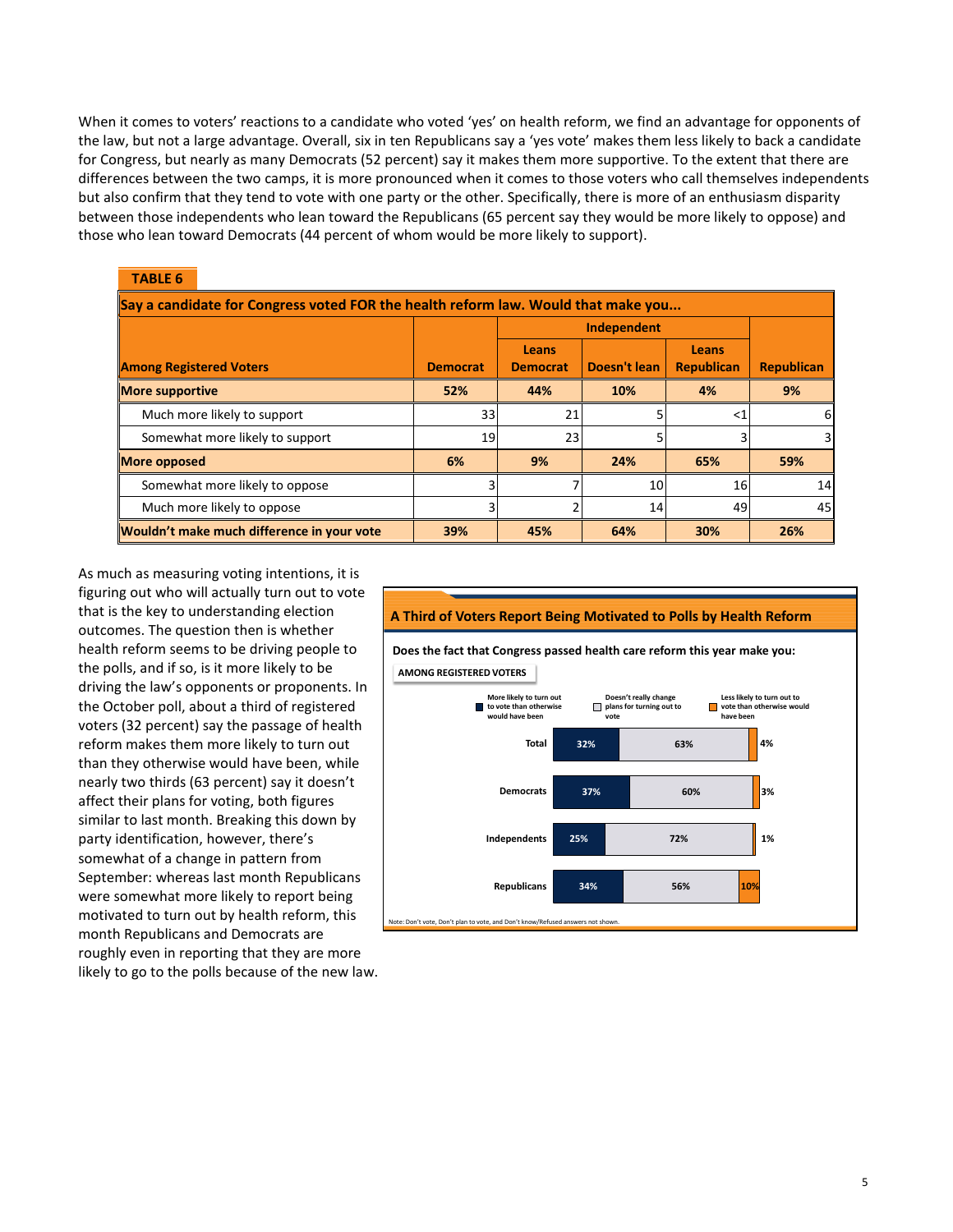When it comes to voters' reactions to a candidate who voted 'yes' on health reform, we find an advantage for opponents of the law, but not a large advantage. Overall, six in ten Republicans say a 'yes vote' makes them less likely to back a candidate for Congress, but nearly as many Democrats (52 percent) say it makes them more supportive. To the extent that there are differences between the two camps, it is more pronounced when it comes to those voters who call themselves independents but also confirm that they tend to vote with one party or the other. Specifically, there is more of an enthusiasm disparity between those independents who lean toward the Republicans (65 percent say they would be more likely to oppose) and those who lean toward Democrats (44 percent of whom would be more likely to support).

**TABLE 6**

**Say a candidate for Congress voted FOR the health reform law. Would that make you...**

| Among Registered Voters | Democrat | Independent: Leans Democrat | Independent: Doesn't lean | Independent: Leans Republican | Republican |
|---|---|---|---|---|---|
| **More supportive** | **52%** | **44%** | **10%** | **4%** | **9%** |
| Much more likely to support | 33 | 21 | 5 | <1 | 6 |
| Somewhat more likely to support | 19 | 23 | 5 | 3 | 3 |
| **More opposed** | **6%** | **9%** | **24%** | **65%** | **59%** |
| Somewhat more likely to oppose | 3 | 7 | 10 | 16 | 14 |
| Much more likely to oppose | 3 | 2 | 14 | 49 | 45 |
| **Wouldn't make much difference in your vote** | **39%** | **45%** | **64%** | **30%** | **26%** |

As much as measuring voting intentions, it is figuring out who will actually turn out to vote that is the key to understanding election outcomes. The question then is whether health reform seems to be driving people to the polls, and if so, is it more likely to be driving the law's opponents or proponents. In the October poll, about a third of registered voters (32 percent) say the passage of health reform makes them more likely to turn out than they otherwise would have been, while nearly two thirds (63 percent) say it doesn't affect their plans for voting, both figures similar to last month. Breaking this down by party identification, however, there's somewhat of a change in pattern from September: whereas last month Republicans were somewhat more likely to report being motivated to turn out by health reform, this month Republicans and Democrats are roughly even in reporting that they are more likely to go to the polls because of the new law.

**A Third of Voters Report Being Motivated to Polls by Health Reform**

**Does the fact that Congress passed health care reform this year make you:**

AMONG REGISTERED VOTERS

| | More likely to turn out to vote than otherwise would have been | Doesn't really change plans for turning out to vote | Less likely to turn out to vote than otherwise would have been |
|---|---|---|---|
| Total | 32% | 63% | 4% |
| Democrats | 37% | 60% | 3% |
| Independents | 25% | 72% | 1% |
| Republicans | 34% | 56% | 10% |

Note: Don't vote, Don't plan to vote, and Don't know/Refused answers not shown.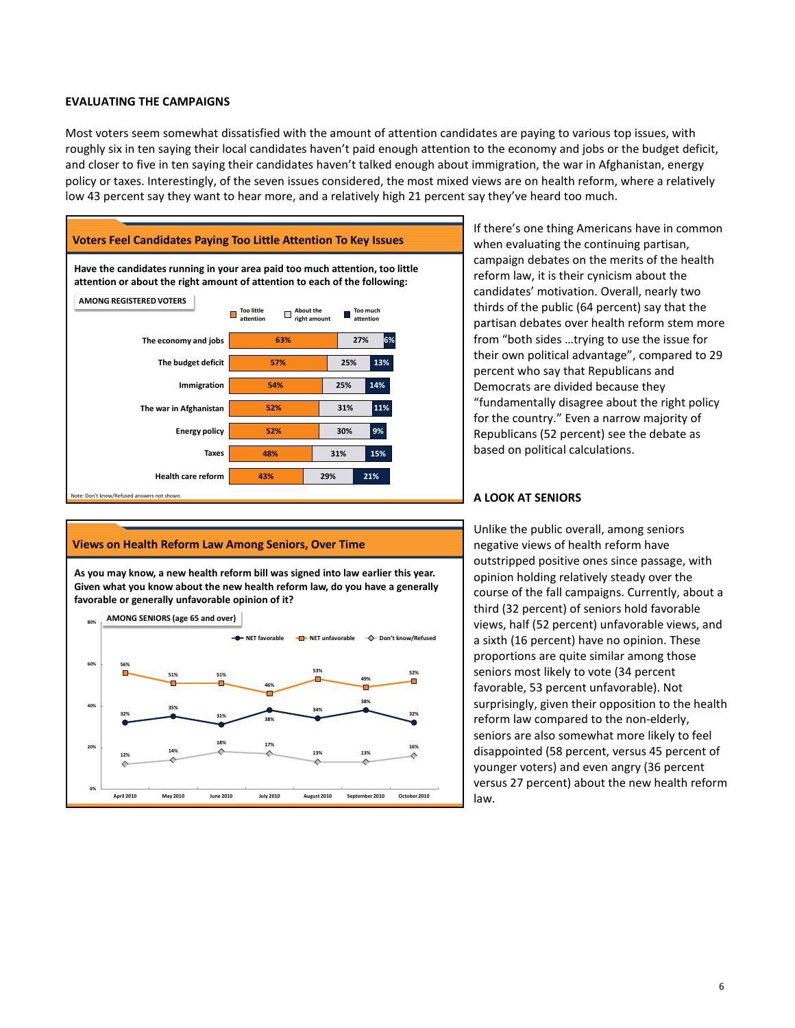**EVALUATING THE CAMPAIGNS**

Most voters seem somewhat dissatisfied with the amount of attention candidates are paying to various top issues, with roughly six in ten saying their local candidates haven't paid enough attention to the economy and jobs or the budget deficit, and closer to five in ten saying their candidates haven't talked enough about immigration, the war in Afghanistan, energy policy or taxes. Interestingly, of the seven issues considered, the most mixed views are on health reform, where a relatively low 43 percent say they want to hear more, and a relatively high 21 percent say they've heard too much.

**Voters Feel Candidates Paying Too Little Attention To Key Issues**

**Have the candidates running in your area paid too much attention, too little attention or about the right amount of attention to each of the following:**

AMONG REGISTERED VOTERS

| | Too little attention | About the right amount | Too much attention |
|---|---|---|---|
| The economy and jobs | 63% | 27% | 6% |
| The budget deficit | 57% | 25% | 13% |
| Immigration | 54% | 25% | 14% |
| The war in Afghanistan | 52% | 31% | 11% |
| Energy policy | 52% | 30% | 9% |
| Taxes | 48% | 31% | 15% |
| Health care reform | 43% | 29% | 21% |

Note: Don't know/Refused answers not shown.

If there's one thing Americans have in common when evaluating the continuing partisan, campaign debates on the merits of the health reform law, it is their cynicism about the candidates' motivation. Overall, nearly two thirds of the public (64 percent) say that the partisan debates over health reform stem more from "both sides …trying to use the issue for their own political advantage", compared to 29 percent who say that Republicans and Democrats are divided because they "fundamentally disagree about the right policy for the country." Even a narrow majority of Republicans (52 percent) see the debate as based on political calculations.

**Views on Health Reform Law Among Seniors, Over Time**

**As you may know, a new health reform bill was signed into law earlier this year. Given what you know about the new health reform law, do you have a generally favorable or generally unfavorable opinion of it?**

AMONG SENIORS (age 65 and over)

| | April 2010 | May 2010 | June 2010 | July 2010 | August 2010 | September 2010 | October 2010 |
|---|---|---|---|---|---|---|---|
| NET favorable | 32% | 35% | 31% | 38% | 34% | 38% | 32% |
| NET unfavorable | 56% | 51% | 51% | 46% | 53% | 49% | 52% |
| Don't know/Refused | 12% | 14% | 18% | 17% | 13% | 13% | 16% |

**A LOOK AT SENIORS**

Unlike the public overall, among seniors negative views of health reform have outstripped positive ones since passage, with opinion holding relatively steady over the course of the fall campaigns. Currently, about a third (32 percent) of seniors hold favorable views, half (52 percent) unfavorable views, and a sixth (16 percent) have no opinion. These proportions are quite similar among those seniors most likely to vote (34 percent favorable, 53 percent unfavorable). Not surprisingly, given their opposition to the health reform law compared to the non-elderly, seniors are also somewhat more likely to feel disappointed (58 percent, versus 45 percent of younger voters) and even angry (36 percent versus 27 percent) about the new health reform law.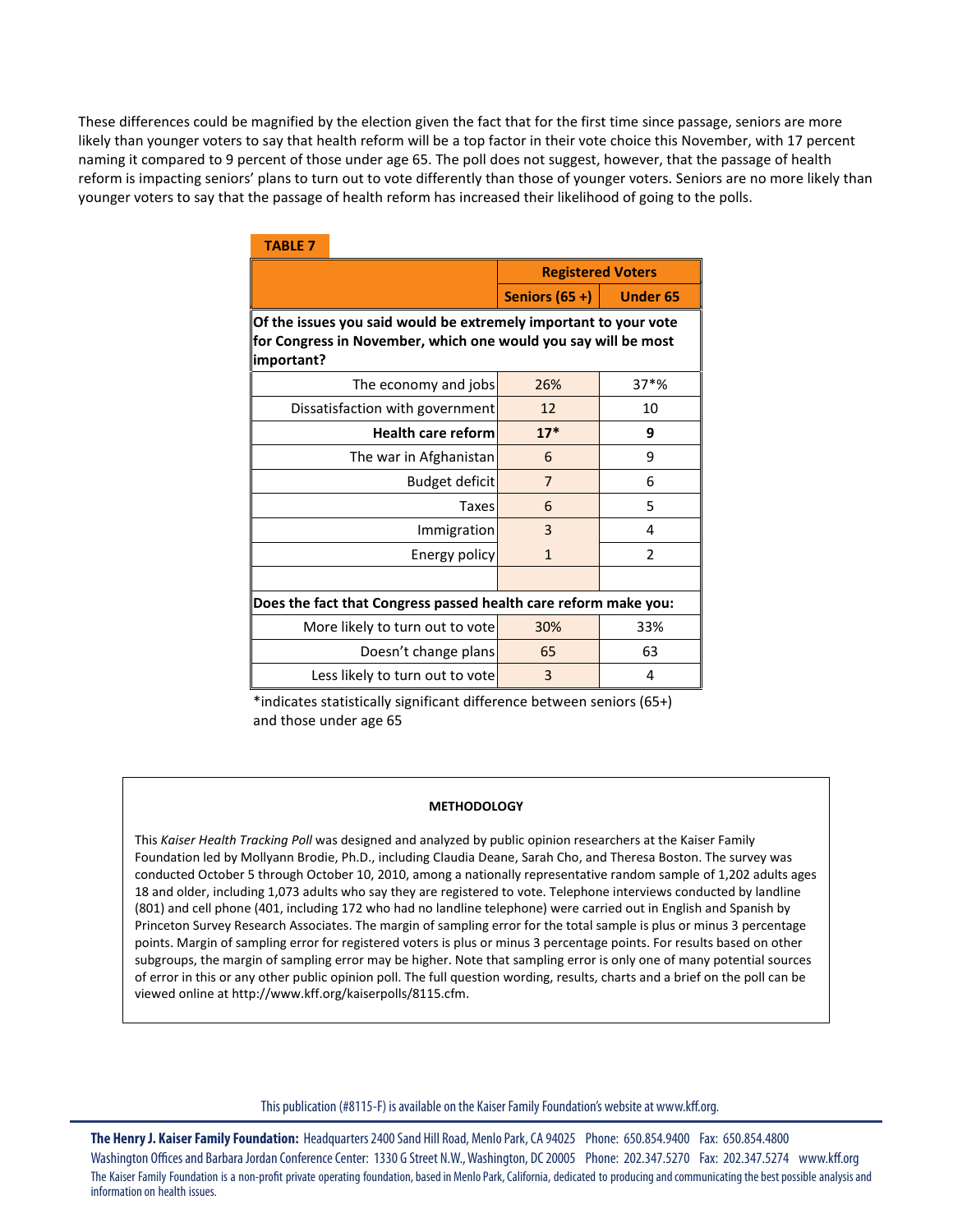These differences could be magnified by the election given the fact that for the first time since passage, seniors are more likely than younger voters to say that health reform will be a top factor in their vote choice this November, with 17 percent naming it compared to 9 percent of those under age 65. The poll does not suggest, however, that the passage of health reform is impacting seniors' plans to turn out to vote differently than those of younger voters. Seniors are no more likely than younger voters to say that the passage of health reform has increased their likelihood of going to the polls.

**TABLE 7**

| | Registered Voters | |
|---|---|---|
| | **Seniors (65 +)** | **Under 65** |
| **Of the issues you said would be extremely important to your vote for Congress in November, which one would you say will be most important?** | | |
| The economy and jobs | 26% | 37*% |
| Dissatisfaction with government | 12 | 10 |
| **Health care reform** | **17*** | **9** |
| The war in Afghanistan | 6 | 9 |
| Budget deficit | 7 | 6 |
| Taxes | 6 | 5 |
| Immigration | 3 | 4 |
| Energy policy | 1 | 2 |
| | | |
| **Does the fact that Congress passed health care reform make you:** | | |
| More likely to turn out to vote | 30% | 33% |
| Doesn't change plans | 65 | 63 |
| Less likely to turn out to vote | 3 | 4 |

*indicates statistically significant difference between seniors (65+) and those under age 65

**METHODOLOGY**

This *Kaiser Health Tracking Poll* was designed and analyzed by public opinion researchers at the Kaiser Family Foundation led by Mollyann Brodie, Ph.D., including Claudia Deane, Sarah Cho, and Theresa Boston. The survey was conducted October 5 through October 10, 2010, among a nationally representative random sample of 1,202 adults ages 18 and older, including 1,073 adults who say they are registered to vote. Telephone interviews conducted by landline (801) and cell phone (401, including 172 who had no landline telephone) were carried out in English and Spanish by Princeton Survey Research Associates. The margin of sampling error for the total sample is plus or minus 3 percentage points. Margin of sampling error for registered voters is plus or minus 3 percentage points. For results based on other subgroups, the margin of sampling error may be higher. Note that sampling error is only one of many potential sources of error in this or any other public opinion poll. The full question wording, results, charts and a brief on the poll can be viewed online at http://www.kff.org/kaiserpolls/8115.cfm.

This publication (#8115-F) is available on the Kaiser Family Foundation's website at www.kff.org.

**The Henry J. Kaiser Family Foundation:** Headquarters 2400 Sand Hill Road, Menlo Park, CA 94025 Phone: 650.854.9400 Fax: 650.854.4800
Washington Offices and Barbara Jordan Conference Center: 1330 G Street N.W., Washington, DC 20005 Phone: 202.347.5270 Fax: 202.347.5274 www.kff.org
The Kaiser Family Foundation is a non-profit private operating foundation, based in Menlo Park, California, dedicated to producing and communicating the best possible analysis and information on health issues.